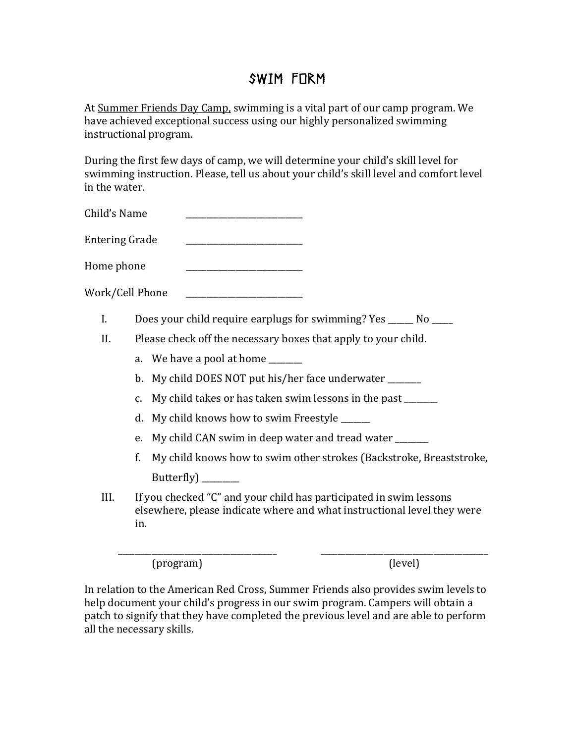# SWIM FORM

At Summer Friends Day Camp, swimming is a vital part of our camp program. We have achieved exceptional success using our highly personalized swimming instructional program.

During the first few days of camp, we will determine your child's skill level for swimming instruction. Please, tell us about your child's skill level and comfort level in the water.

Child's Name ___________________________

Entering Grade ___________________________

Home phone ___________________________

Work/Cell Phone ___________________________

I. Does your child require earplugs for swimming? Yes ______ No _____

II. Please check off the necessary boxes that apply to your child.

   a. We have a pool at home ________
   
   b. My child DOES NOT put his/her face underwater ________
   
   c. My child takes or has taken swim lessons in the past ________
   
   d. My child knows how to swim Freestyle _______
   
   e. My child CAN swim in deep water and tread water ________
   
   f. My child knows how to swim other strokes (Backstroke, Breaststroke, Butterfly) _________

III. If you checked "C" and your child has participated in swim lessons elsewhere, please indicate where and what instructional level they were in.

_______________________________________ (program)

_______________________________________ (level)

In relation to the American Red Cross, Summer Friends also provides swim levels to help document your child's progress in our swim program. Campers will obtain a patch to signify that they have completed the previous level and are able to perform all the necessary skills.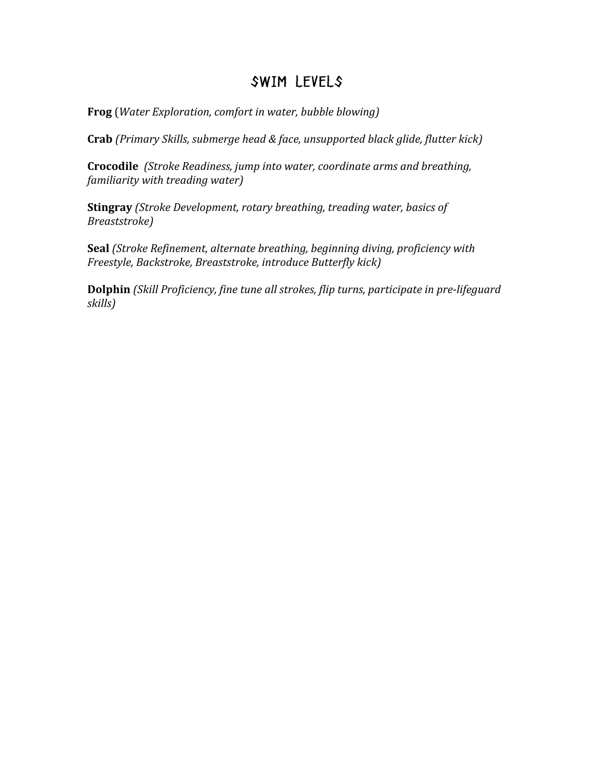# SWIM LEVELS

**Frog** (*Water Exploration, comfort in water, bubble blowing)*

**Crab** *(Primary Skills, submerge head & face, unsupported black glide, flutter kick)*

**Crocodile** *(Stroke Readiness, jump into water, coordinate arms and breathing, familiarity with treading water)*

**Stingray** *(Stroke Development, rotary breathing, treading water, basics of Breaststroke)*

**Seal** *(Stroke Refinement, alternate breathing, beginning diving, proficiency with Freestyle, Backstroke, Breaststroke, introduce Butterfly kick)*

**Dolphin** *(Skill Proficiency, fine tune all strokes, flip turns, participate in pre-lifeguard skills)*